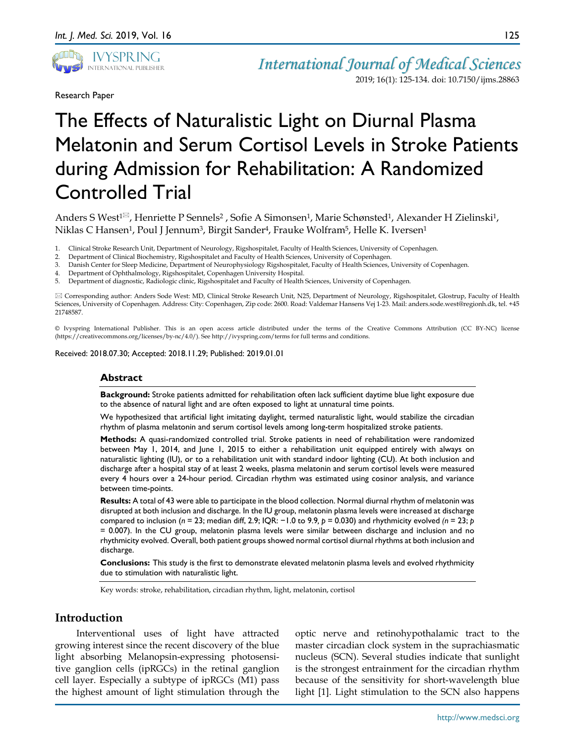Research Paper

# The Effects of Naturalistic Light on Diurnal Plasma Melatonin and Serum Cortisol Levels in Stroke Patients during Admission for Rehabilitation: A Randomized Controlled Trial

Anders S West[1]✉, Henriette P Sennels[2], Sofie A Simonsen[1], Marie Schønsted[1], Alexander H Zielinski[1], Niklas C Hansen[1], Poul J Jennum[3], Birgit Sander[4], Frauke Wolfram[5], Helle K. Iversen[1]

1. Clinical Stroke Research Unit, Department of Neurology, Rigshospitalet, Faculty of Health Sciences, University of Copenhagen.
2. Department of Clinical Biochemistry, Rigshospitalet and Faculty of Health Sciences, University of Copenhagen.
3. Danish Center for Sleep Medicine, Department of Neurophysiology Rigshospitalet, Faculty of Health Sciences, University of Copenhagen.
4. Department of Ophthalmology, Rigshospitalet, Copenhagen University Hospital.
5. Department of diagnostic, Radiologic clinic, Rigshospitalet and Faculty of Health Sciences, University of Copenhagen.

✉ Corresponding author: Anders Sode West: MD, Clinical Stroke Research Unit, N25, Department of Neurology, Rigshospitalet, Glostrup, Faculty of Health Sciences, University of Copenhagen. Address: City: Copenhagen, Zip code: 2600. Road: Valdemar Hansens Vej 1-23. Mail: anders.sode.west@regionh.dk, tel. +45 21748587.

© Ivyspring International Publisher. This is an open access article distributed under the terms of the Creative Commons Attribution (CC BY-NC) license (https://creativecommons.org/licenses/by-nc/4.0/). See http://ivyspring.com/terms for full terms and conditions.

Received: 2018.07.30; Accepted: 2018.11.29; Published: 2019.01.01

## Abstract

**Background:** Stroke patients admitted for rehabilitation often lack sufficient daytime blue light exposure due to the absence of natural light and are often exposed to light at unnatural time points.

We hypothesized that artificial light imitating daylight, termed naturalistic light, would stabilize the circadian rhythm of plasma melatonin and serum cortisol levels among long-term hospitalized stroke patients.

**Methods:** A quasi-randomized controlled trial. Stroke patients in need of rehabilitation were randomized between May 1, 2014, and June 1, 2015 to either a rehabilitation unit equipped entirely with always on naturalistic lighting (IU), or to a rehabilitation unit with standard indoor lighting (CU). At both inclusion and discharge after a hospital stay of at least 2 weeks, plasma melatonin and serum cortisol levels were measured every 4 hours over a 24-hour period. Circadian rhythm was estimated using cosinor analysis, and variance between time-points.

**Results:** A total of 43 were able to participate in the blood collection. Normal diurnal rhythm of melatonin was disrupted at both inclusion and discharge. In the IU group, melatonin plasma levels were increased at discharge compared to inclusion ($n = 23$; median diff, 2.9; IQR: −1.0 to 9.9, $p = 0.030$) and rhythmicity evolved ($n = 23$; $p = 0.007$). In the CU group, melatonin plasma levels were similar between discharge and inclusion and no rhythmicity evolved. Overall, both patient groups showed normal cortisol diurnal rhythms at both inclusion and discharge.

**Conclusions:** This study is the first to demonstrate elevated melatonin plasma levels and evolved rhythmicity due to stimulation with naturalistic light.

Key words: stroke, rehabilitation, circadian rhythm, light, melatonin, cortisol

## Introduction

Interventional uses of light have attracted growing interest since the recent discovery of the blue light absorbing Melanopsin-expressing photosensitive ganglion cells (ipRGCs) in the retinal ganglion cell layer. Especially a subtype of ipRGCs (M1) pass the highest amount of light stimulation through the optic nerve and retinohypothalamic tract to the master circadian clock system in the suprachiasmatic nucleus (SCN). Several studies indicate that sunlight is the strongest entrainment for the circadian rhythm because of the sensitivity for short-wavelength blue light [1]. Light stimulation to the SCN also happens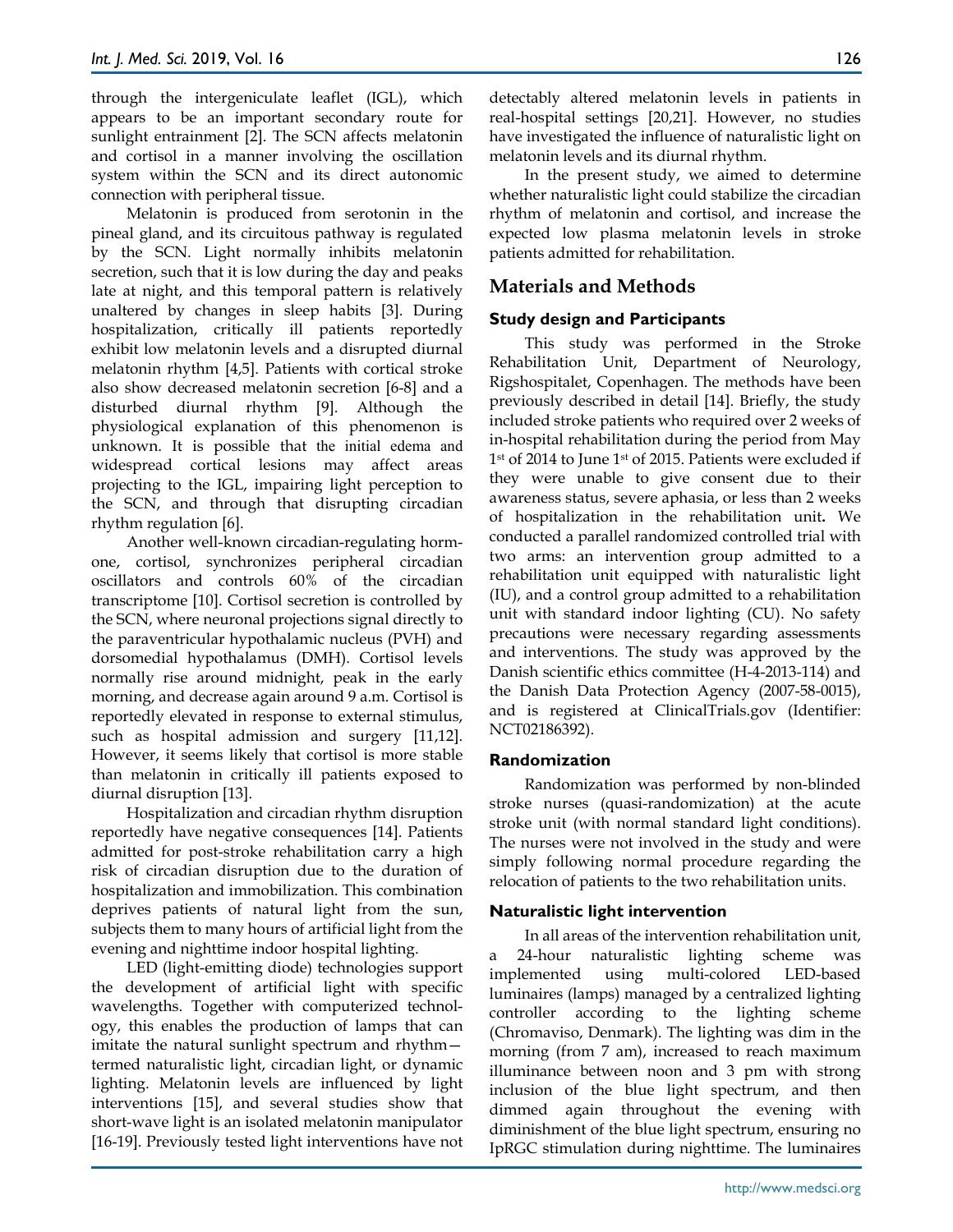through the intergeniculate leaflet (IGL), which appears to be an important secondary route for sunlight entrainment [2]. The SCN affects melatonin and cortisol in a manner involving the oscillation system within the SCN and its direct autonomic connection with peripheral tissue.

Melatonin is produced from serotonin in the pineal gland, and its circuitous pathway is regulated by the SCN. Light normally inhibits melatonin secretion, such that it is low during the day and peaks late at night, and this temporal pattern is relatively unaltered by changes in sleep habits [3]. During hospitalization, critically ill patients reportedly exhibit low melatonin levels and a disrupted diurnal melatonin rhythm [4,5]. Patients with cortical stroke also show decreased melatonin secretion [6-8] and a disturbed diurnal rhythm [9]. Although the physiological explanation of this phenomenon is unknown. It is possible that the initial edema and widespread cortical lesions may affect areas projecting to the IGL, impairing light perception to the SCN, and through that disrupting circadian rhythm regulation [6].

Another well-known circadian-regulating hormone, cortisol, synchronizes peripheral circadian oscillators and controls 60% of the circadian transcriptome [10]. Cortisol secretion is controlled by the SCN, where neuronal projections signal directly to the paraventricular hypothalamic nucleus (PVH) and dorsomedial hypothalamus (DMH). Cortisol levels normally rise around midnight, peak in the early morning, and decrease again around 9 a.m. Cortisol is reportedly elevated in response to external stimulus, such as hospital admission and surgery [11,12]. However, it seems likely that cortisol is more stable than melatonin in critically ill patients exposed to diurnal disruption [13].

Hospitalization and circadian rhythm disruption reportedly have negative consequences [14]. Patients admitted for post-stroke rehabilitation carry a high risk of circadian disruption due to the duration of hospitalization and immobilization. This combination deprives patients of natural light from the sun, subjects them to many hours of artificial light from the evening and nighttime indoor hospital lighting.

LED (light-emitting diode) technologies support the development of artificial light with specific wavelengths. Together with computerized technology, this enables the production of lamps that can imitate the natural sunlight spectrum and rhythm—termed naturalistic light, circadian light, or dynamic lighting. Melatonin levels are influenced by light interventions [15], and several studies show that short-wave light is an isolated melatonin manipulator [16-19]. Previously tested light interventions have not detectably altered melatonin levels in patients in real-hospital settings [20,21]. However, no studies have investigated the influence of naturalistic light on melatonin levels and its diurnal rhythm.

In the present study, we aimed to determine whether naturalistic light could stabilize the circadian rhythm of melatonin and cortisol, and increase the expected low plasma melatonin levels in stroke patients admitted for rehabilitation.

## Materials and Methods

### Study design and Participants

This study was performed in the Stroke Rehabilitation Unit, Department of Neurology, Rigshospitalet, Copenhagen. The methods have been previously described in detail [14]. Briefly, the study included stroke patients who required over 2 weeks of in-hospital rehabilitation during the period from May 1st of 2014 to June 1st of 2015. Patients were excluded if they were unable to give consent due to their awareness status, severe aphasia, or less than 2 weeks of hospitalization in the rehabilitation unit**.** We conducted a parallel randomized controlled trial with two arms: an intervention group admitted to a rehabilitation unit equipped with naturalistic light (IU), and a control group admitted to a rehabilitation unit with standard indoor lighting (CU). No safety precautions were necessary regarding assessments and interventions. The study was approved by the Danish scientific ethics committee (H-4-2013-114) and the Danish Data Protection Agency (2007-58-0015), and is registered at ClinicalTrials.gov (Identifier: NCT02186392).

### Randomization

Randomization was performed by non-blinded stroke nurses (quasi-randomization) at the acute stroke unit (with normal standard light conditions). The nurses were not involved in the study and were simply following normal procedure regarding the relocation of patients to the two rehabilitation units.

### Naturalistic light intervention

In all areas of the intervention rehabilitation unit, a 24-hour naturalistic lighting scheme was implemented using multi-colored LED-based luminaires (lamps) managed by a centralized lighting controller according to the lighting scheme (Chromaviso, Denmark). The lighting was dim in the morning (from 7 am), increased to reach maximum illuminance between noon and 3 pm with strong inclusion of the blue light spectrum, and then dimmed again throughout the evening with diminishment of the blue light spectrum, ensuring no IpRGC stimulation during nighttime. The luminaires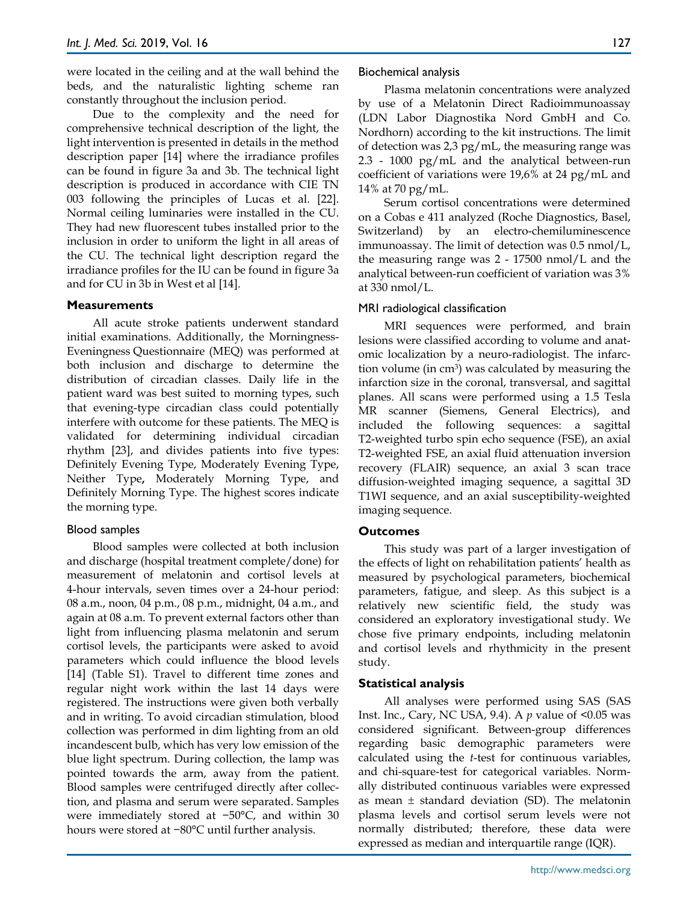were located in the ceiling and at the wall behind the beds, and the naturalistic lighting scheme ran constantly throughout the inclusion period.

Due to the complexity and the need for comprehensive technical description of the light, the light intervention is presented in details in the method description paper [14] where the irradiance profiles can be found in figure 3a and 3b. The technical light description is produced in accordance with CIE TN 003 following the principles of Lucas et al. [22]. Normal ceiling luminaries were installed in the CU. They had new fluorescent tubes installed prior to the inclusion in order to uniform the light in all areas of the CU. The technical light description regard the irradiance profiles for the IU can be found in figure 3a and for CU in 3b in West et al [14].

## Measurements

All acute stroke patients underwent standard initial examinations. Additionally, the Morningness-Eveningness Questionnaire (MEQ) was performed at both inclusion and discharge to determine the distribution of circadian classes. Daily life in the patient ward was best suited to morning types, such that evening-type circadian class could potentially interfere with outcome for these patients. The MEQ is validated for determining individual circadian rhythm [23], and divides patients into five types: Definitely Evening Type, Moderately Evening Type, Neither Type, Moderately Morning Type, and Definitely Morning Type. The highest scores indicate the morning type.

### Blood samples

Blood samples were collected at both inclusion and discharge (hospital treatment complete/done) for measurement of melatonin and cortisol levels at 4-hour intervals, seven times over a 24-hour period: 08 a.m., noon, 04 p.m., 08 p.m., midnight, 04 a.m., and again at 08 a.m. To prevent external factors other than light from influencing plasma melatonin and serum cortisol levels, the participants were asked to avoid parameters which could influence the blood levels [14] (Table S1). Travel to different time zones and regular night work within the last 14 days were registered. The instructions were given both verbally and in writing. To avoid circadian stimulation, blood collection was performed in dim lighting from an old incandescent bulb, which has very low emission of the blue light spectrum. During collection, the lamp was pointed towards the arm, away from the patient. Blood samples were centrifuged directly after collection, and plasma and serum were separated. Samples were immediately stored at −50°C, and within 30 hours were stored at −80°C until further analysis.

### Biochemical analysis

Plasma melatonin concentrations were analyzed by use of a Melatonin Direct Radioimmunoassay (LDN Labor Diagnostika Nord GmbH and Co. Nordhorn) according to the kit instructions. The limit of detection was 2,3 pg/mL, the measuring range was 2.3 - 1000 pg/mL and the analytical between-run coefficient of variations were 19,6% at 24 pg/mL and 14% at 70 pg/mL.

Serum cortisol concentrations were determined on a Cobas e 411 analyzed (Roche Diagnostics, Basel, Switzerland) by an electro-chemiluminescence immunoassay. The limit of detection was 0.5 nmol/L, the measuring range was 2 - 17500 nmol/L and the analytical between-run coefficient of variation was 3% at 330 nmol/L.

### MRI radiological classification

MRI sequences were performed, and brain lesions were classified according to volume and anatomic localization by a neuro-radiologist. The infarction volume (in $cm^3$) was calculated by measuring the infarction size in the coronal, transversal, and sagittal planes. All scans were performed using a 1.5 Tesla MR scanner (Siemens, General Electrics), and included the following sequences: a sagittal T2-weighted turbo spin echo sequence (FSE), an axial T2-weighted FSE, an axial fluid attenuation inversion recovery (FLAIR) sequence, an axial 3 scan trace diffusion-weighted imaging sequence, a sagittal 3D T1WI sequence, and an axial susceptibility-weighted imaging sequence.

## Outcomes

This study was part of a larger investigation of the effects of light on rehabilitation patients' health as measured by psychological parameters, biochemical parameters, fatigue, and sleep. As this subject is a relatively new scientific field, the study was considered an exploratory investigational study. We chose five primary endpoints, including melatonin and cortisol levels and rhythmicity in the present study.

## Statistical analysis

All analyses were performed using SAS (SAS Inst. Inc., Cary, NC USA, 9.4). A *p* value of <0.05 was considered significant. Between-group differences regarding basic demographic parameters were calculated using the *t*-test for continuous variables, and chi-square-test for categorical variables. Normally distributed continuous variables were expressed as mean ± standard deviation (SD). The melatonin plasma levels and cortisol serum levels were not normally distributed; therefore, these data were expressed as median and interquartile range (IQR).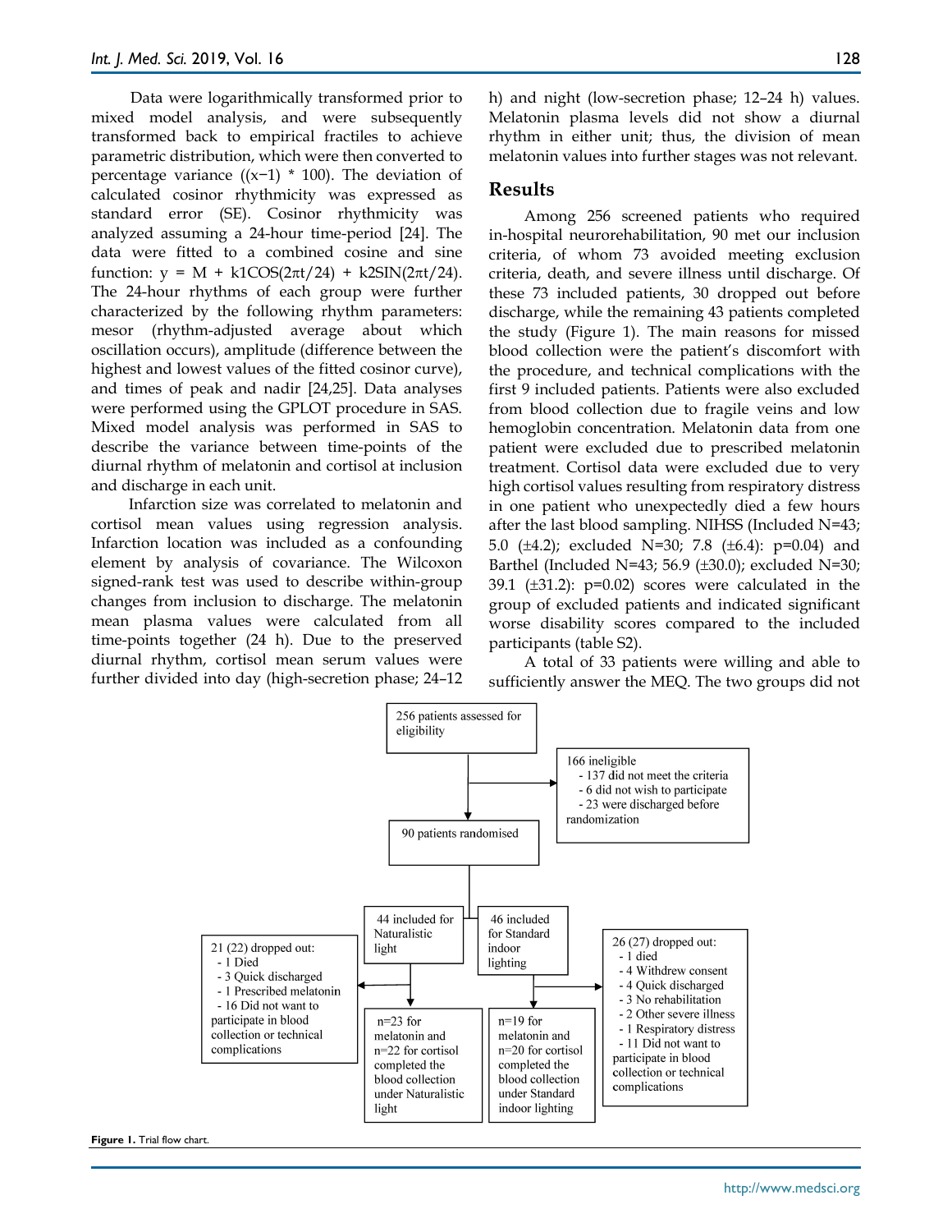Data were logarithmically transformed prior to mixed model analysis, and were subsequently transformed back to empirical fractiles to achieve parametric distribution, which were then converted to percentage variance ($(x-1) * 100$). The deviation of calculated cosinor rhythmicity was expressed as standard error (SE). Cosinor rhythmicity was analyzed assuming a 24-hour time-period [24]. The data were fitted to a combined cosine and sine function: $y = M + k1COS(2\pi t/24) + k2SIN(2\pi t/24)$. The 24-hour rhythms of each group were further characterized by the following rhythm parameters: mesor (rhythm-adjusted average about which oscillation occurs), amplitude (difference between the highest and lowest values of the fitted cosinor curve), and times of peak and nadir [24,25]. Data analyses were performed using the GPLOT procedure in SAS. Mixed model analysis was performed in SAS to describe the variance between time-points of the diurnal rhythm of melatonin and cortisol at inclusion and discharge in each unit.

Infarction size was correlated to melatonin and cortisol mean values using regression analysis. Infarction location was included as a confounding element by analysis of covariance. The Wilcoxon signed-rank test was used to describe within-group changes from inclusion to discharge. The melatonin mean plasma values were calculated from all time-points together (24 h). Due to the preserved diurnal rhythm, cortisol mean serum values were further divided into day (high-secretion phase; 24–12 h) and night (low-secretion phase; 12–24 h) values. Melatonin plasma levels did not show a diurnal rhythm in either unit; thus, the division of mean melatonin values into further stages was not relevant.

## Results

Among 256 screened patients who required in-hospital neurorehabilitation, 90 met our inclusion criteria, of whom 73 avoided meeting exclusion criteria, death, and severe illness until discharge. Of these 73 included patients, 30 dropped out before discharge, while the remaining 43 patients completed the study (Figure 1). The main reasons for missed blood collection were the patient's discomfort with the procedure, and technical complications with the first 9 included patients. Patients were also excluded from blood collection due to fragile veins and low hemoglobin concentration. Melatonin data from one patient were excluded due to prescribed melatonin treatment. Cortisol data were excluded due to very high cortisol values resulting from respiratory distress in one patient who unexpectedly died a few hours after the last blood sampling. NIHSS (Included N=43; 5.0 (±4.2); excluded N=30; 7.8 (±6.4): p=0.04) and Barthel (Included N=43; 56.9 (±30.0); excluded N=30; 39.1 (±31.2): p=0.02) scores were calculated in the group of excluded patients and indicated significant worse disability scores compared to the included participants (table S2).

A total of 33 patients were willing and able to sufficiently answer the MEQ. The two groups did not

256 patients assessed for eligibility

166 ineligible
- 137 did not meet the criteria
- 6 did not wish to participate
- 23 were discharged before randomization

90 patients randomised

44 included for Naturalistic light

46 included for Standard indoor lighting

21 (22) dropped out:
- 1 Died
- 3 Quick discharged
- 1 Prescribed melatonin
- 16 Did not want to participate in blood collection or technical complications

26 (27) dropped out:
- 1 died
- 4 Withdrew consent
- 4 Quick discharged
- 3 No rehabilitation
- 2 Other severe illness
- 1 Respiratory distress
- 11 Did not want to participate in blood collection or technical complications

n=23 for melatonin and n=22 for cortisol completed the blood collection under Naturalistic light

n=19 for melatonin and n=20 for cortisol completed the blood collection under Standard indoor lighting

**Figure 1.** Trial flow chart.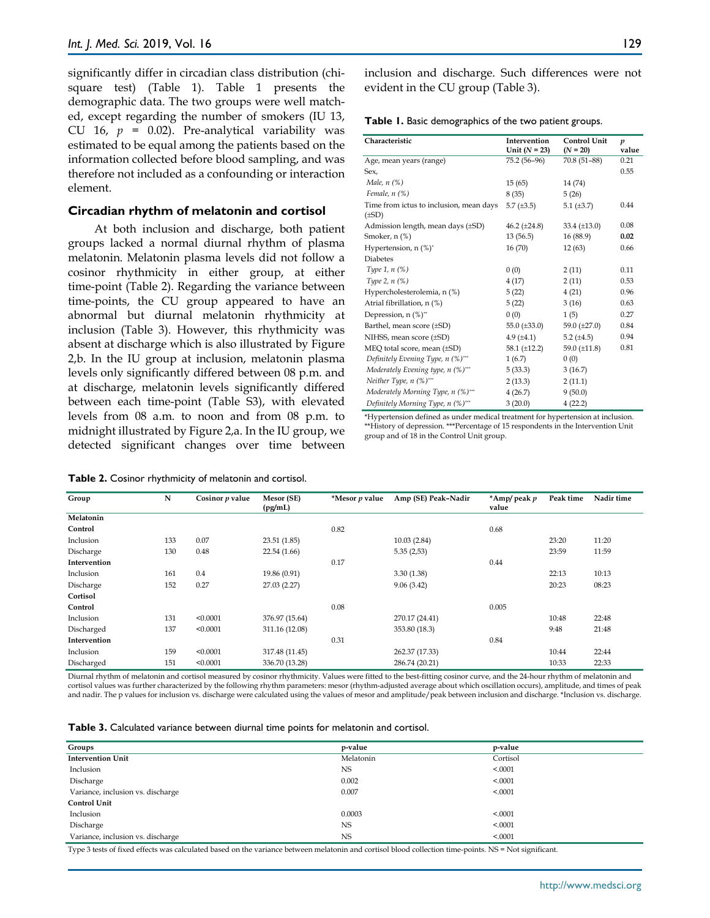significantly differ in circadian class distribution (chi-square test) (Table 1). Table 1 presents the demographic data. The two groups were well matched, except regarding the number of smokers (IU 13, CU 16, $p$ = 0.02). Pre-analytical variability was estimated to be equal among the patients based on the information collected before blood sampling, and was therefore not included as a confounding or interaction element.

### Circadian rhythm of melatonin and cortisol

At both inclusion and discharge, both patient groups lacked a normal diurnal rhythm of plasma melatonin. Melatonin plasma levels did not follow a cosinor rhythmicity in either group, at either time-point (Table 2). Regarding the variance between time-points, the CU group appeared to have an abnormal but diurnal melatonin rhythmicity at inclusion (Table 3). However, this rhythmicity was absent at discharge which is also illustrated by Figure 2,b. In the IU group at inclusion, melatonin plasma levels only significantly differed between 08 p.m. and at discharge, melatonin levels significantly differed between each time-point (Table S3), with elevated levels from 08 a.m. to noon and from 08 p.m. to midnight illustrated by Figure 2,a. In the IU group, we detected significant changes over time between inclusion and discharge. Such differences were not evident in the CU group (Table 3).

**Table 1.** Basic demographics of the two patient groups.

| Characteristic | Intervention Unit ($N$ = 23) | Control Unit ($N$ = 20) | $p$ value |
|---|---|---|---|
| Age, mean years (range) | 75.2 (56–96) | 70.8 (51–88) | 0.21 |
| Sex, | | | 0.55 |
| *Male, n (%)* | 15 (65) | 14 (74) | |
| *Female, n (%)* | 8 (35) | 5 (26) | |
| Time from ictus to inclusion, mean days (±SD) | 5.7 (±3.5) | 5.1 (±3.7) | 0.44 |
| Admission length, mean days (±SD) | 46.2 (±24.8) | 33.4 (±13.0) | 0.08 |
| Smoker, n (%) | 13 (56.5) | 16 (88.9) | **0.02** |
| Hypertension, n (%)* | 16 (70) | 12 (63) | 0.66 |
| Diabetes | | | |
| *Type 1, n (%)* | 0 (0) | 2 (11) | 0.11 |
| *Type 2, n (%)* | 4 (17) | 2 (11) | 0.53 |
| Hypercholesterolemia, n (%) | 5 (22) | 4 (21) | 0.96 |
| Atrial fibrillation, n (%) | 5 (22) | 3 (16) | 0.63 |
| Depression, n (%)** | 0 (0) | 1 (5) | 0.27 |
| Barthel, mean score (±SD) | 55.0 (±33.0) | 59.0 (±27.0) | 0.84 |
| NIHSS, mean score (±SD) | 4.9 (±4.1) | 5.2 (±4.5) | 0.94 |
| MEQ total score, mean (±SD) | 58.1 (±12.2) | 59.0 (±11.8) | 0.81 |
| *Definitely Evening Type, n (%)**** | 1 (6.7) | 0 (0) | |
| *Moderately Evening type, n (%)**** | 5 (33.3) | 3 (16.7) | |
| *Neither Type, n (%)**** | 2 (13.3) | 2 (11.1) | |
| *Moderately Morning Type, n (%)**** | 4 (26.7) | 9 (50.0) | |
| *Definitely Morning Type, n (%)**** | 3 (20.0) | 4 (22.2) | |

*Hypertension defined as under medical treatment for hypertension at inclusion. **History of depression. ***Percentage of 15 respondents in the Intervention Unit group and of 18 in the Control Unit group.

**Table 2.** Cosinor rhythmicity of melatonin and cortisol.

| Group | N | Cosinor $p$ value | Mesor (SE) (pg/mL) | *Mesor $p$ value | Amp (SE) Peak–Nadir | *Amp/ peak $p$ value | Peak time | Nadir time |
|---|---|---|---|---|---|---|---|---|
| **Melatonin** | | | | | | | | |
| **Control** | | | | 0.82 | | 0.68 | | |
| Inclusion | 133 | 0.07 | 23.51 (1.85) | | 10.03 (2.84) | | 23:20 | 11:20 |
| Discharge | 130 | 0.48 | 22.54 (1.66) | | 5.35 (2,53) | | 23:59 | 11:59 |
| **Intervention** | | | | 0.17 | | 0.44 | | |
| Inclusion | 161 | 0.4 | 19.86 (0.91) | | 3.30 (1.38) | | 22:13 | 10:13 |
| Discharge | 152 | 0.27 | 27.03 (2.27) | | 9.06 (3.42) | | 20:23 | 08:23 |
| **Cortisol** | | | | | | | | |
| **Control** | | | | 0.08 | | 0.005 | | |
| Inclusion | 131 | <0.0001 | 376.97 (15.64) | | 270.17 (24.41) | | 10:48 | 22:48 |
| Discharged | 137 | <0.0001 | 311.16 (12.08) | | 353.80 (18.3) | | 9:48 | 21:48 |
| **Intervention** | | | | 0.31 | | 0.84 | | |
| Inclusion | 159 | <0.0001 | 317.48 (11.45) | | 262.37 (17.33) | | 10:44 | 22:44 |
| Discharged | 151 | <0.0001 | 336.70 (13.28) | | 286.74 (20.21) | | 10:33 | 22:33 |

Diurnal rhythm of melatonin and cortisol measured by cosinor rhythmicity. Values were fitted to the best-fitting cosinor curve, and the 24-hour rhythm of melatonin and cortisol values was further characterized by the following rhythm parameters: mesor (rhythm-adjusted average about which oscillation occurs), amplitude, and times of peak and nadir. The p values for inclusion vs. discharge were calculated using the values of mesor and amplitude/peak between inclusion and discharge. *Inclusion vs. discharge.

**Table 3.** Calculated variance between diurnal time points for melatonin and cortisol.

| Groups | p-value | p-value |
|---|---|---|
| **Intervention Unit** | Melatonin | Cortisol |
| Inclusion | NS | <.0001 |
| Discharge | 0.002 | <.0001 |
| Variance, inclusion vs. discharge | 0.007 | <.0001 |
| **Control Unit** | | |
| Inclusion | 0.0003 | <.0001 |
| Discharge | NS | <.0001 |
| Variance, inclusion vs. discharge | NS | <.0001 |

Type 3 tests of fixed effects was calculated based on the variance between melatonin and cortisol blood collection time-points. NS = Not significant.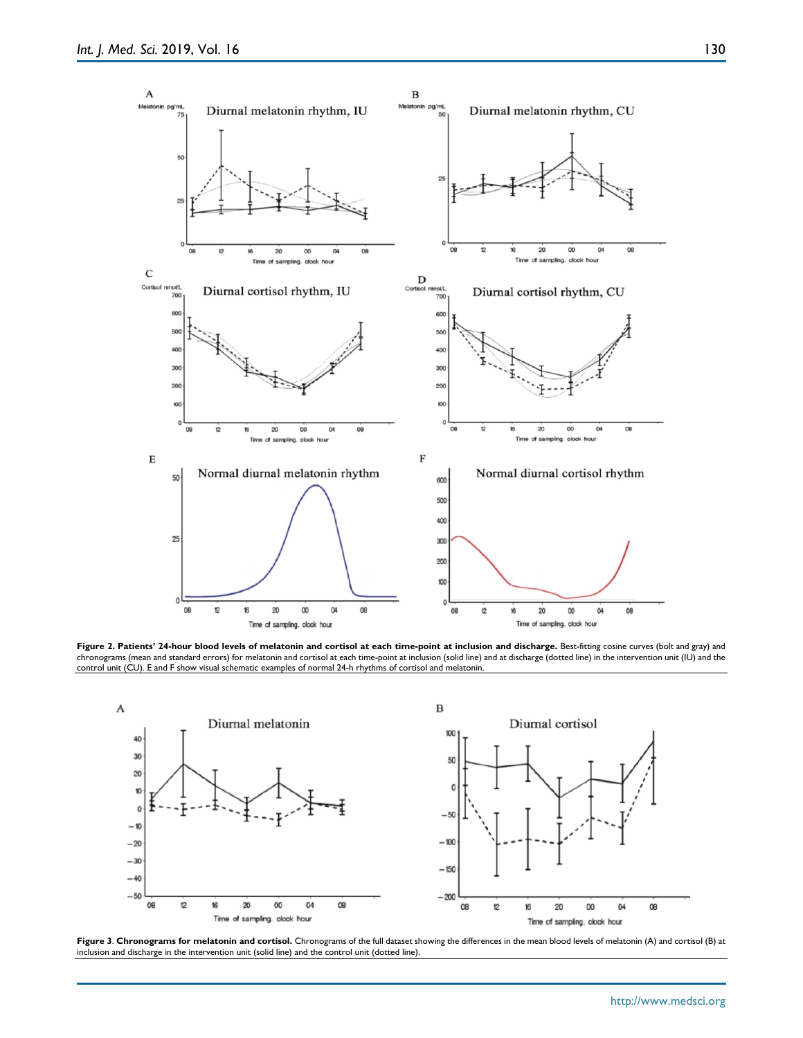**Figure 2. Patients' 24-hour blood levels of melatonin and cortisol at each time-point at inclusion and discharge.** Best-fitting cosine curves (bolt and gray) and chronograms (mean and standard errors) for melatonin and cortisol at each time-point at inclusion (solid line) and at discharge (dotted line) in the intervention unit (IU) and the control unit (CU). E and F show visual schematic examples of normal 24-h rhythms of cortisol and melatonin.

**Figure 3**. **Chronograms for melatonin and cortisol.** Chronograms of the full dataset showing the differences in the mean blood levels of melatonin (A) and cortisol (B) at inclusion and discharge in the intervention unit (solid line) and the control unit (dotted line).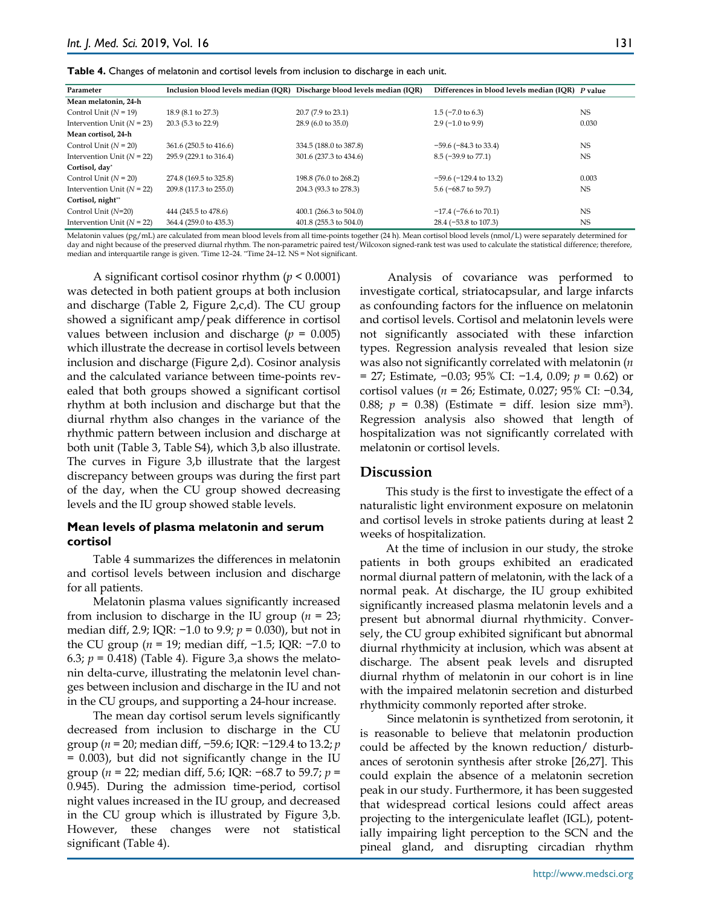**Table 4.** Changes of melatonin and cortisol levels from inclusion to discharge in each unit.

| Parameter | Inclusion blood levels median (IQR) | Discharge blood levels median (IQR) | Differences in blood levels median (IQR) | *P* value |
|---|---|---|---|---|
| **Mean melatonin, 24-h** | | | | |
| Control Unit (*N* = 19) | 18.9 (8.1 to 27.3) | 20.7 (7.9 to 23.1) | 1.5 (−7.0 to 6.3) | NS |
| Intervention Unit (*N* = 23) | 20.3 (5.3 to 22.9) | 28.9 (6.0 to 35.0) | 2.9 (−1.0 to 9.9) | 0.030 |
| **Mean cortisol, 24-h** | | | | |
| Control Unit (*N* = 20) | 361.6 (250.5 to 416.6) | 334.5 (188.0 to 387.8) | −59.6 (−84.3 to 33.4) | NS |
| Intervention Unit (*N* = 22) | 295.9 (229.1 to 316.4) | 301.6 (237.3 to 434.6) | 8.5 (−39.9 to 77.1) | NS |
| **Cortisol, day*** | | | | |
| Control Unit (*N* = 20) | 274.8 (169.5 to 325.8) | 198.8 (76.0 to 268.2) | −59.6 (−129.4 to 13.2) | 0.003 |
| Intervention Unit (*N* = 22) | 209.8 (117.3 to 255.0) | 204.3 (93.3 to 278.3) | 5.6 (−68.7 to 59.7) | NS |
| **Cortisol, night**** | | | | |
| Control Unit (*N*=20) | 444 (245.5 to 478.6) | 400.1 (266.3 to 504.0) | −17.4 (−76.6 to 70.1) | NS |
| Intervention Unit (*N* = 22) | 364.4 (259.0 to 435.3) | 401.8 (255.3 to 504.0) | 28.4 (−53.8 to 107.3) | NS |

Melatonin values (pg/mL) are calculated from mean blood levels from all time-points together (24 h). Mean cortisol blood levels (nmol/L) were separately determined for day and night because of the preserved diurnal rhythm. The non-parametric paired test/Wilcoxon signed-rank test was used to calculate the statistical difference; therefore, median and interquartile range is given. *Time 12–24. **Time 24–12. NS = Not significant.

A significant cortisol cosinor rhythm ($p < 0.0001$) was detected in both patient groups at both inclusion and discharge (Table 2, Figure 2,c,d). The CU group showed a significant amp/peak difference in cortisol values between inclusion and discharge ($p = 0.005$) which illustrate the decrease in cortisol levels between inclusion and discharge (Figure 2,d). Cosinor analysis and the calculated variance between time-points revealed that both groups showed a significant cortisol rhythm at both inclusion and discharge but that the diurnal rhythm also changes in the variance of the rhythmic pattern between inclusion and discharge at both unit (Table 3, Table S4), which 3,b also illustrate. The curves in Figure 3,b illustrate that the largest discrepancy between groups was during the first part of the day, when the CU group showed decreasing levels and the IU group showed stable levels.

### Mean levels of plasma melatonin and serum cortisol

Table 4 summarizes the differences in melatonin and cortisol levels between inclusion and discharge for all patients.

Melatonin plasma values significantly increased from inclusion to discharge in the IU group ($n = 23$; median diff, 2.9; IQR: −1.0 to 9.9; $p = 0.030$), but not in the CU group ($n = 19$; median diff, −1.5; IQR: −7.0 to 6.3; $p = 0.418$) (Table 4). Figure 3,a shows the melatonin delta-curve, illustrating the melatonin level changes between inclusion and discharge in the IU and not in the CU groups, and supporting a 24-hour increase.

The mean day cortisol serum levels significantly decreased from inclusion to discharge in the CU group ($n = 20$; median diff, −59.6; IQR: −129.4 to 13.2; $p = 0.003$), but did not significantly change in the IU group ($n = 22$; median diff, 5.6; IQR: −68.7 to 59.7; $p = 0.945$). During the admission time-period, cortisol night values increased in the IU group, and decreased in the CU group which is illustrated by Figure 3,b. However, these changes were not statistical significant (Table 4).

Analysis of covariance was performed to investigate cortical, striatocapsular, and large infarcts as confounding factors for the influence on melatonin and cortisol levels. Cortisol and melatonin levels were not significantly associated with these infarction types. Regression analysis revealed that lesion size was also not significantly correlated with melatonin ($n = 27$; Estimate, −0.03; 95% CI: −1.4, 0.09; $p = 0.62$) or cortisol values ($n = 26$; Estimate, 0.027; 95% CI: −0.34, 0.88; $p = 0.38$) (Estimate = diff. lesion size mm$^3$). Regression analysis also showed that length of hospitalization was not significantly correlated with melatonin or cortisol levels.

## Discussion

This study is the first to investigate the effect of a naturalistic light environment exposure on melatonin and cortisol levels in stroke patients during at least 2 weeks of hospitalization.

At the time of inclusion in our study, the stroke patients in both groups exhibited an eradicated normal diurnal pattern of melatonin, with the lack of a normal peak. At discharge, the IU group exhibited significantly increased plasma melatonin levels and a present but abnormal diurnal rhythmicity. Conversely, the CU group exhibited significant but abnormal diurnal rhythmicity at inclusion, which was absent at discharge. The absent peak levels and disrupted diurnal rhythm of melatonin in our cohort is in line with the impaired melatonin secretion and disturbed rhythmicity commonly reported after stroke.

Since melatonin is synthetized from serotonin, it is reasonable to believe that melatonin production could be affected by the known reduction/ disturbances of serotonin synthesis after stroke [26,27]. This could explain the absence of a melatonin secretion peak in our study. Furthermore, it has been suggested that widespread cortical lesions could affect areas projecting to the intergeniculate leaflet (IGL), potentially impairing light perception to the SCN and the pineal gland, and disrupting circadian rhythm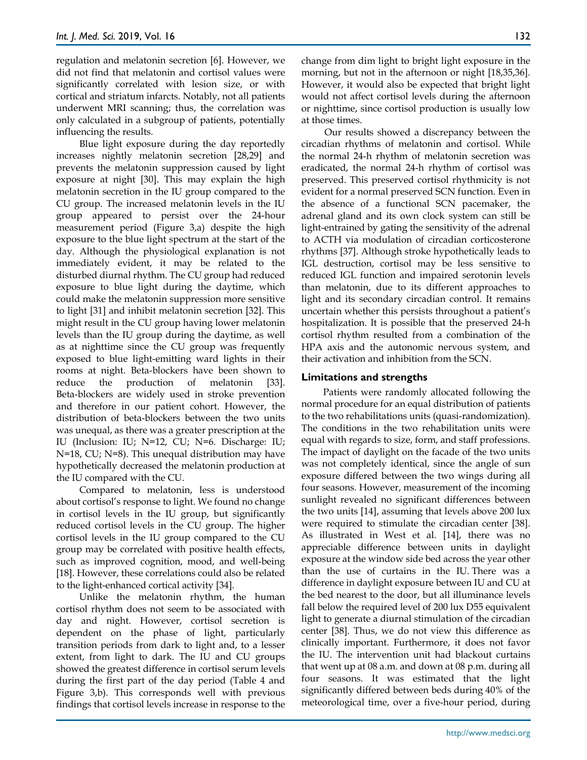regulation and melatonin secretion [6]. However, we did not find that melatonin and cortisol values were significantly correlated with lesion size, or with cortical and striatum infarcts. Notably, not all patients underwent MRI scanning; thus, the correlation was only calculated in a subgroup of patients, potentially influencing the results.

Blue light exposure during the day reportedly increases nightly melatonin secretion [28,29] and prevents the melatonin suppression caused by light exposure at night [30]. This may explain the high melatonin secretion in the IU group compared to the CU group. The increased melatonin levels in the IU group appeared to persist over the 24-hour measurement period (Figure 3,a) despite the high exposure to the blue light spectrum at the start of the day. Although the physiological explanation is not immediately evident, it may be related to the disturbed diurnal rhythm. The CU group had reduced exposure to blue light during the daytime, which could make the melatonin suppression more sensitive to light [31] and inhibit melatonin secretion [32]. This might result in the CU group having lower melatonin levels than the IU group during the daytime, as well as at nighttime since the CU group was frequently exposed to blue light-emitting ward lights in their rooms at night. Beta-blockers have been shown to reduce the production of melatonin [33]. Beta-blockers are widely used in stroke prevention and therefore in our patient cohort. However, the distribution of beta-blockers between the two units was unequal, as there was a greater prescription at the IU (Inclusion: IU; N=12, CU; N=6. Discharge: IU; N=18, CU; N=8). This unequal distribution may have hypothetically decreased the melatonin production at the IU compared with the CU.

Compared to melatonin, less is understood about cortisol's response to light. We found no change in cortisol levels in the IU group, but significantly reduced cortisol levels in the CU group. The higher cortisol levels in the IU group compared to the CU group may be correlated with positive health effects, such as improved cognition, mood, and well-being [18]. However, these correlations could also be related to the light-enhanced cortical activity [34].

Unlike the melatonin rhythm, the human cortisol rhythm does not seem to be associated with day and night. However, cortisol secretion is dependent on the phase of light, particularly transition periods from dark to light and, to a lesser extent, from light to dark. The IU and CU groups showed the greatest difference in cortisol serum levels during the first part of the day period (Table 4 and Figure 3,b). This corresponds well with previous findings that cortisol levels increase in response to the change from dim light to bright light exposure in the morning, but not in the afternoon or night [18,35,36]. However, it would also be expected that bright light would not affect cortisol levels during the afternoon or nighttime, since cortisol production is usually low at those times.

Our results showed a discrepancy between the circadian rhythms of melatonin and cortisol. While the normal 24-h rhythm of melatonin secretion was eradicated, the normal 24-h rhythm of cortisol was preserved. This preserved cortisol rhythmicity is not evident for a normal preserved SCN function. Even in the absence of a functional SCN pacemaker, the adrenal gland and its own clock system can still be light-entrained by gating the sensitivity of the adrenal to ACTH via modulation of circadian corticosterone rhythms [37]. Although stroke hypothetically leads to IGL destruction, cortisol may be less sensitive to reduced IGL function and impaired serotonin levels than melatonin, due to its different approaches to light and its secondary circadian control. It remains uncertain whether this persists throughout a patient's hospitalization. It is possible that the preserved 24-h cortisol rhythm resulted from a combination of the HPA axis and the autonomic nervous system, and their activation and inhibition from the SCN.

## Limitations and strengths

Patients were randomly allocated following the normal procedure for an equal distribution of patients to the two rehabilitations units (quasi-randomization). The conditions in the two rehabilitation units were equal with regards to size, form, and staff professions. The impact of daylight on the facade of the two units was not completely identical, since the angle of sun exposure differed between the two wings during all four seasons. However, measurement of the incoming sunlight revealed no significant differences between the two units [14], assuming that levels above 200 lux were required to stimulate the circadian center [38]. As illustrated in West et al. [14], there was no appreciable difference between units in daylight exposure at the window side bed across the year other than the use of curtains in the IU. There was a difference in daylight exposure between IU and CU at the bed nearest to the door, but all illuminance levels fall below the required level of 200 lux D55 equivalent light to generate a diurnal stimulation of the circadian center [38]. Thus, we do not view this difference as clinically important. Furthermore, it does not favor the IU. The intervention unit had blackout curtains that went up at 08 a.m. and down at 08 p.m. during all four seasons. It was estimated that the light significantly differed between beds during 40% of the meteorological time, over a five-hour period, during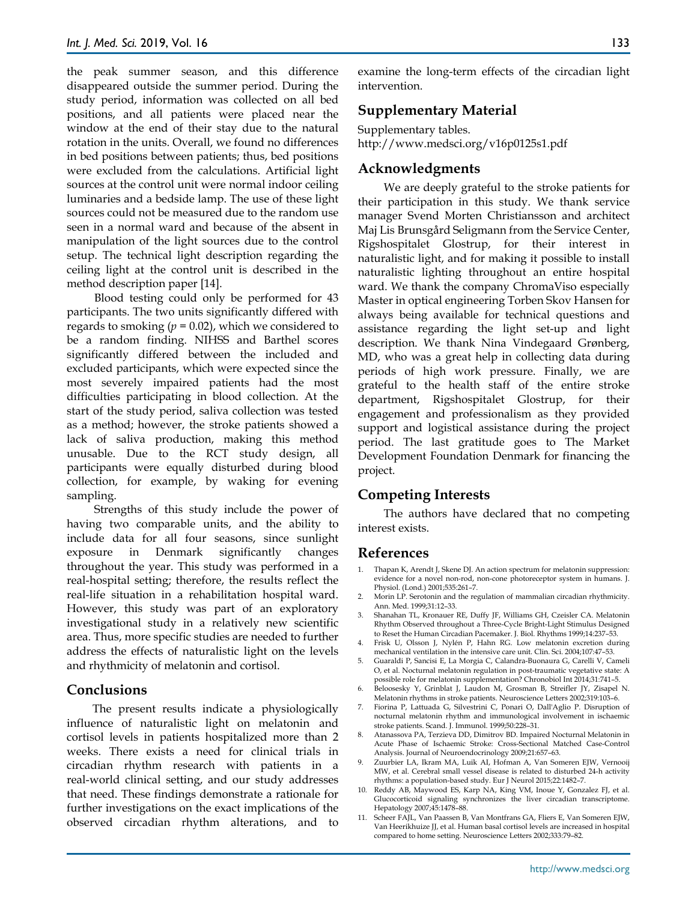the peak summer season, and this difference disappeared outside the summer period. During the study period, information was collected on all bed positions, and all patients were placed near the window at the end of their stay due to the natural rotation in the units. Overall, we found no differences in bed positions between patients; thus, bed positions were excluded from the calculations. Artificial light sources at the control unit were normal indoor ceiling luminaries and a bedside lamp. The use of these light sources could not be measured due to the random use seen in a normal ward and because of the absent in manipulation of the light sources due to the control setup. The technical light description regarding the ceiling light at the control unit is described in the method description paper [14].

Blood testing could only be performed for 43 participants. The two units significantly differed with regards to smoking ($p$ = 0.02), which we considered to be a random finding. NIHSS and Barthel scores significantly differed between the included and excluded participants, which were expected since the most severely impaired patients had the most difficulties participating in blood collection. At the start of the study period, saliva collection was tested as a method; however, the stroke patients showed a lack of saliva production, making this method unusable. Due to the RCT study design, all participants were equally disturbed during blood collection, for example, by waking for evening sampling.

Strengths of this study include the power of having two comparable units, and the ability to include data for all four seasons, since sunlight exposure in Denmark significantly changes throughout the year. This study was performed in a real-hospital setting; therefore, the results reflect the real-life situation in a rehabilitation hospital ward. However, this study was part of an exploratory investigational study in a relatively new scientific area. Thus, more specific studies are needed to further address the effects of naturalistic light on the levels and rhythmicity of melatonin and cortisol.

## Conclusions

The present results indicate a physiologically influence of naturalistic light on melatonin and cortisol levels in patients hospitalized more than 2 weeks. There exists a need for clinical trials in circadian rhythm research with patients in a real-world clinical setting, and our study addresses that need. These findings demonstrate a rationale for further investigations on the exact implications of the observed circadian rhythm alterations, and to examine the long-term effects of the circadian light intervention.

## Supplementary Material

Supplementary tables.
http://www.medsci.org/v16p0125s1.pdf

## Acknowledgments

We are deeply grateful to the stroke patients for their participation in this study. We thank service manager Svend Morten Christiansson and architect Maj Lis Brunsgård Seligmann from the Service Center, Rigshospitalet Glostrup, for their interest in naturalistic light, and for making it possible to install naturalistic lighting throughout an entire hospital ward. We thank the company ChromaViso especially Master in optical engineering Torben Skov Hansen for always being available for technical questions and assistance regarding the light set-up and light description. We thank Nina Vindegaard Grønberg, MD, who was a great help in collecting data during periods of high work pressure. Finally, we are grateful to the health staff of the entire stroke department, Rigshospitalet Glostrup, for their engagement and professionalism as they provided support and logistical assistance during the project period. The last gratitude goes to The Market Development Foundation Denmark for financing the project.

## Competing Interests

The authors have declared that no competing interest exists.

## References

1. Thapan K, Arendt J, Skene DJ. An action spectrum for melatonin suppression: evidence for a novel non-rod, non-cone photoreceptor system in humans. J. Physiol. (Lond.) 2001;535:261–7.
2. Morin LP. Serotonin and the regulation of mammalian circadian rhythmicity. Ann. Med. 1999;31:12–33.
3. Shanahan TL, Kronauer RE, Duffy JF, Williams GH, Czeisler CA. Melatonin Rhythm Observed throughout a Three-Cycle Bright-Light Stimulus Designed to Reset the Human Circadian Pacemaker. J. Biol. Rhythms 1999;14:237–53.
4. Frisk U, Olsson J, Nylén P, Hahn RG. Low melatonin excretion during mechanical ventilation in the intensive care unit. Clin. Sci. 2004;107:47–53.
5. Guaraldi P, Sancisi E, La Morgia C, Calandra-Buonaura G, Carelli V, Cameli O, et al. Nocturnal melatonin regulation in post-traumatic vegetative state: A possible role for melatonin supplementation? Chronobiol Int 2014;31:741–5.
6. Beloosesky Y, Grinblat J, Laudon M, Grosman B, Streifler JY, Zisapel N. Melatonin rhythms in stroke patients. Neuroscience Letters 2002;319:103–6.
7. Fiorina P, Lattuada G, Silvestrini C, Ponari O, Dall'Aglio P. Disruption of nocturnal melatonin rhythm and immunological involvement in ischaemic stroke patients. Scand. J. Immunol. 1999;50:228–31.
8. Atanassova PA, Terzieva DD, Dimitrov BD. Impaired Nocturnal Melatonin in Acute Phase of Ischaemic Stroke: Cross-Sectional Matched Case-Control Analysis. Journal of Neuroendocrinology 2009;21:657–63.
9. Zuurbier LA, Ikram MA, Luik AI, Hofman A, Van Someren EJW, Vernooij MW, et al. Cerebral small vessel disease is related to disturbed 24-h activity rhythms: a population-based study. Eur J Neurol 2015;22:1482–7.
10. Reddy AB, Maywood ES, Karp NA, King VM, Inoue Y, Gonzalez FJ, et al. Glucocorticoid signaling synchronizes the liver circadian transcriptome. Hepatology 2007;45:1478–88.
11. Scheer FAJL, Van Paassen B, Van Montfrans GA, Fliers E, Van Someren EJW, Van Heerikhuize JJ, et al. Human basal cortisol levels are increased in hospital compared to home setting. Neuroscience Letters 2002;333:79–82.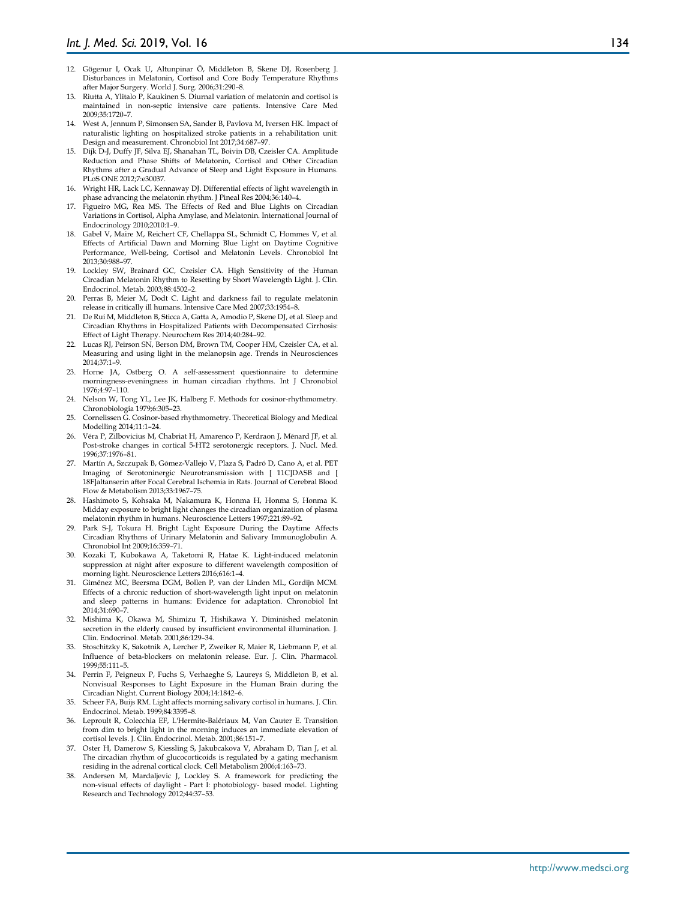12. Gögenur I, Ocak U, Altunpinar Ö, Middleton B, Skene DJ, Rosenberg J. Disturbances in Melatonin, Cortisol and Core Body Temperature Rhythms after Major Surgery. World J. Surg. 2006;31:290–8.
13. Riutta A, Ylitalo P, Kaukinen S. Diurnal variation of melatonin and cortisol is maintained in non-septic intensive care patients. Intensive Care Med 2009;35:1720–7.
14. West A, Jennum P, Simonsen SA, Sander B, Pavlova M, Iversen HK. Impact of naturalistic lighting on hospitalized stroke patients in a rehabilitation unit: Design and measurement. Chronobiol Int 2017;34:687–97.
15. Dijk D-J, Duffy JF, Silva EJ, Shanahan TL, Boivin DB, Czeisler CA. Amplitude Reduction and Phase Shifts of Melatonin, Cortisol and Other Circadian Rhythms after a Gradual Advance of Sleep and Light Exposure in Humans. PLoS ONE 2012;7:e30037.
16. Wright HR, Lack LC, Kennaway DJ. Differential effects of light wavelength in phase advancing the melatonin rhythm. J Pineal Res 2004;36:140–4.
17. Figueiro MG, Rea MS. The Effects of Red and Blue Lights on Circadian Variations in Cortisol, Alpha Amylase, and Melatonin. International Journal of Endocrinology 2010;2010:1–9.
18. Gabel V, Maire M, Reichert CF, Chellappa SL, Schmidt C, Hommes V, et al. Effects of Artificial Dawn and Morning Blue Light on Daytime Cognitive Performance, Well-being, Cortisol and Melatonin Levels. Chronobiol Int 2013;30:988–97.
19. Lockley SW, Brainard GC, Czeisler CA. High Sensitivity of the Human Circadian Melatonin Rhythm to Resetting by Short Wavelength Light. J. Clin. Endocrinol. Metab. 2003;88:4502–2.
20. Perras B, Meier M, Dodt C. Light and darkness fail to regulate melatonin release in critically ill humans. Intensive Care Med 2007;33:1954–8.
21. De Rui M, Middleton B, Sticca A, Gatta A, Amodio P, Skene DJ, et al. Sleep and Circadian Rhythms in Hospitalized Patients with Decompensated Cirrhosis: Effect of Light Therapy. Neurochem Res 2014;40:284–92.
22. Lucas RJ, Peirson SN, Berson DM, Brown TM, Cooper HM, Czeisler CA, et al. Measuring and using light in the melanopsin age. Trends in Neurosciences 2014;37:1–9.
23. Horne JA, Ostberg O. A self-assessment questionnaire to determine morningness-eveningness in human circadian rhythms. Int J Chronobiol 1976;4:97–110.
24. Nelson W, Tong YL, Lee JK, Halberg F. Methods for cosinor-rhythmometry. Chronobiologia 1979;6:305–23.
25. Cornelissen G. Cosinor-based rhythmometry. Theoretical Biology and Medical Modelling 2014;11:1–24.
26. Véra P, Zilbovicius M, Chabriat H, Amarenco P, Kerdraon J, Ménard JF, et al. Post-stroke changes in cortical 5-HT2 serotonergic receptors. J. Nucl. Med. 1996;37:1976–81.
27. Martín A, Szczupak B, Gómez-Vallejo V, Plaza S, Padró D, Cano A, et al. PET Imaging of Serotoninergic Neurotransmission with [ 11C]DASB and [ 18F]altanserin after Focal Cerebral Ischemia in Rats. Journal of Cerebral Blood Flow & Metabolism 2013;33:1967–75.
28. Hashimoto S, Kohsaka M, Nakamura K, Honma H, Honma S, Honma K. Midday exposure to bright light changes the circadian organization of plasma melatonin rhythm in humans. Neuroscience Letters 1997;221:89–92.
29. Park S-J, Tokura H. Bright Light Exposure During the Daytime Affects Circadian Rhythms of Urinary Melatonin and Salivary Immunoglobulin A. Chronobiol Int 2009;16:359–71.
30. Kozaki T, Kubokawa A, Taketomi R, Hatae K. Light-induced melatonin suppression at night after exposure to different wavelength composition of morning light. Neuroscience Letters 2016;616:1–4.
31. Giménez MC, Beersma DGM, Bollen P, van der Linden ML, Gordijn MCM. Effects of a chronic reduction of short-wavelength light input on melatonin and sleep patterns in humans: Evidence for adaptation. Chronobiol Int 2014;31:690–7.
32. Mishima K, Okawa M, Shimizu T, Hishikawa Y. Diminished melatonin secretion in the elderly caused by insufficient environmental illumination. J. Clin. Endocrinol. Metab. 2001;86:129–34.
33. Stoschitzky K, Sakotnik A, Lercher P, Zweiker R, Maier R, Liebmann P, et al. Influence of beta-blockers on melatonin release. Eur. J. Clin. Pharmacol. 1999;55:111–5.
34. Perrin F, Peigneux P, Fuchs S, Verhaeghe S, Laureys S, Middleton B, et al. Nonvisual Responses to Light Exposure in the Human Brain during the Circadian Night. Current Biology 2004;14:1842–6.
35. Scheer FA, Buijs RM. Light affects morning salivary cortisol in humans. J. Clin. Endocrinol. Metab. 1999;84:3395–8.
36. Leproult R, Colecchia EF, L'Hermite-Balériaux M, Van Cauter E. Transition from dim to bright light in the morning induces an immediate elevation of cortisol levels. J. Clin. Endocrinol. Metab. 2001;86:151–7.
37. Oster H, Damerow S, Kiessling S, Jakubcakova V, Abraham D, Tian J, et al. The circadian rhythm of glucocorticoids is regulated by a gating mechanism residing in the adrenal cortical clock. Cell Metabolism 2006;4:163–73.
38. Andersen M, Mardaljevic J, Lockley S. A framework for predicting the non-visual effects of daylight - Part I: photobiology- based model. Lighting Research and Technology 2012;44:37–53.